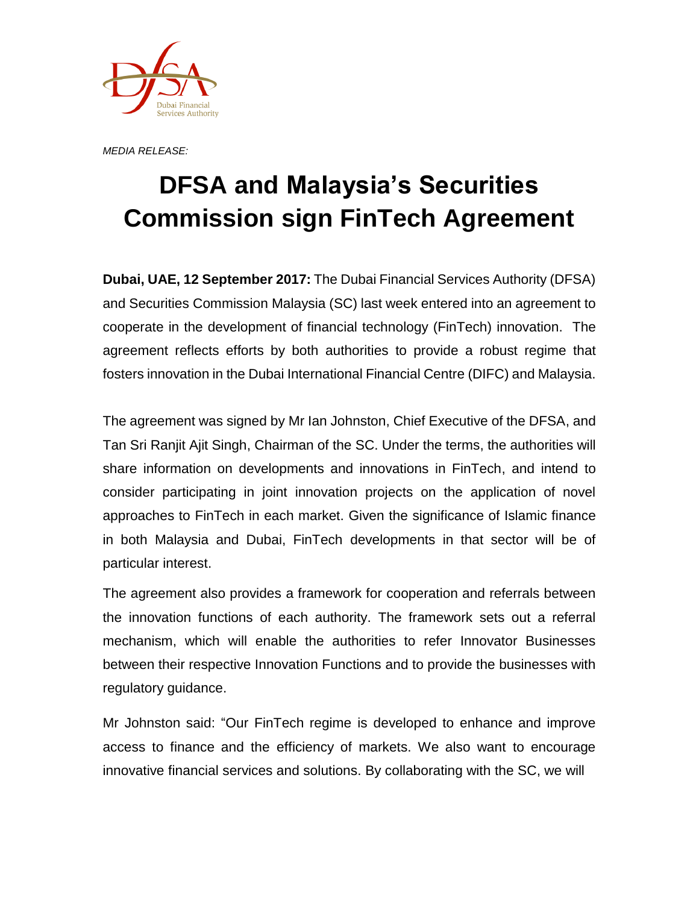*MEDIA RELEASE:*

# DFSA and Malaysia's Securities Commission sign FinTech Agreement

**Dubai, UAE, 12 September 2017:** The Dubai Financial Services Authority (DFSA) and Securities Commission Malaysia (SC) last week entered into an agreement to cooperate in the development of financial technology (FinTech) innovation. The agreement reflects efforts by both authorities to provide a robust regime that fosters innovation in the Dubai International Financial Centre (DIFC) and Malaysia.

The agreement was signed by Mr Ian Johnston, Chief Executive of the DFSA, and Tan Sri Ranjit Ajit Singh, Chairman of the SC. Under the terms, the authorities will share information on developments and innovations in FinTech, and intend to consider participating in joint innovation projects on the application of novel approaches to FinTech in each market. Given the significance of Islamic finance in both Malaysia and Dubai, FinTech developments in that sector will be of particular interest.

The agreement also provides a framework for cooperation and referrals between the innovation functions of each authority. The framework sets out a referral mechanism, which will enable the authorities to refer Innovator Businesses between their respective Innovation Functions and to provide the businesses with regulatory guidance.

Mr Johnston said: "Our FinTech regime is developed to enhance and improve access to finance and the efficiency of markets. We also want to encourage innovative financial services and solutions. By collaborating with the SC, we will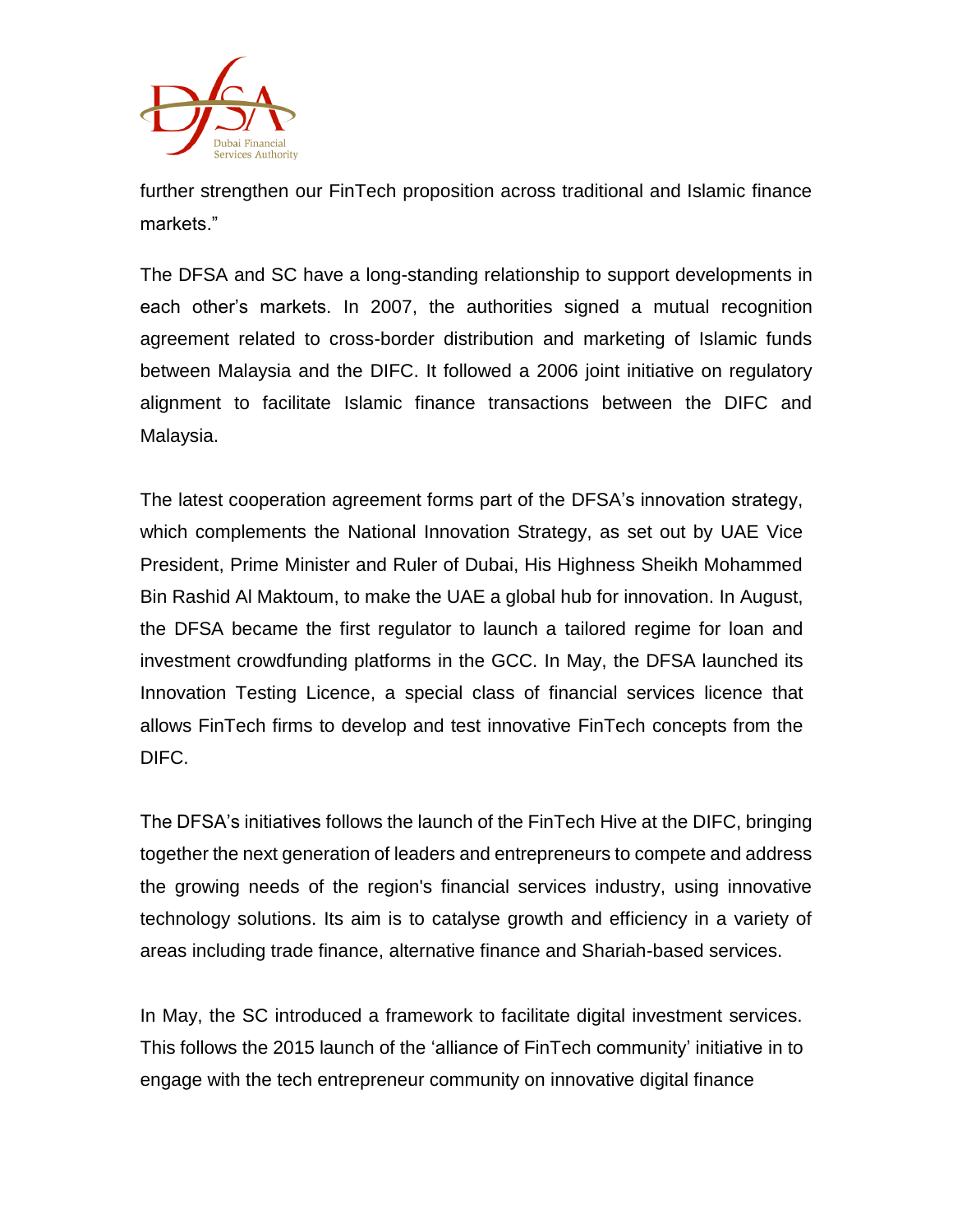further strengthen our FinTech proposition across traditional and Islamic finance markets."

The DFSA and SC have a long-standing relationship to support developments in each other's markets. In 2007, the authorities signed a mutual recognition agreement related to cross-border distribution and marketing of Islamic funds between Malaysia and the DIFC. It followed a 2006 joint initiative on regulatory alignment to facilitate Islamic finance transactions between the DIFC and Malaysia.

The latest cooperation agreement forms part of the DFSA's innovation strategy, which complements the National Innovation Strategy, as set out by UAE Vice President, Prime Minister and Ruler of Dubai, His Highness Sheikh Mohammed Bin Rashid Al Maktoum, to make the UAE a global hub for innovation. In August, the DFSA became the first regulator to launch a tailored regime for loan and investment crowdfunding platforms in the GCC. In May, the DFSA launched its Innovation Testing Licence, a special class of financial services licence that allows FinTech firms to develop and test innovative FinTech concepts from the DIFC.

The DFSA's initiatives follows the launch of the FinTech Hive at the DIFC, bringing together the next generation of leaders and entrepreneurs to compete and address the growing needs of the region's financial services industry, using innovative technology solutions. Its aim is to catalyse growth and efficiency in a variety of areas including trade finance, alternative finance and Shariah-based services.

In May, the SC introduced a framework to facilitate digital investment services. This follows the 2015 launch of the 'alliance of FinTech community' initiative in to engage with the tech entrepreneur community on innovative digital finance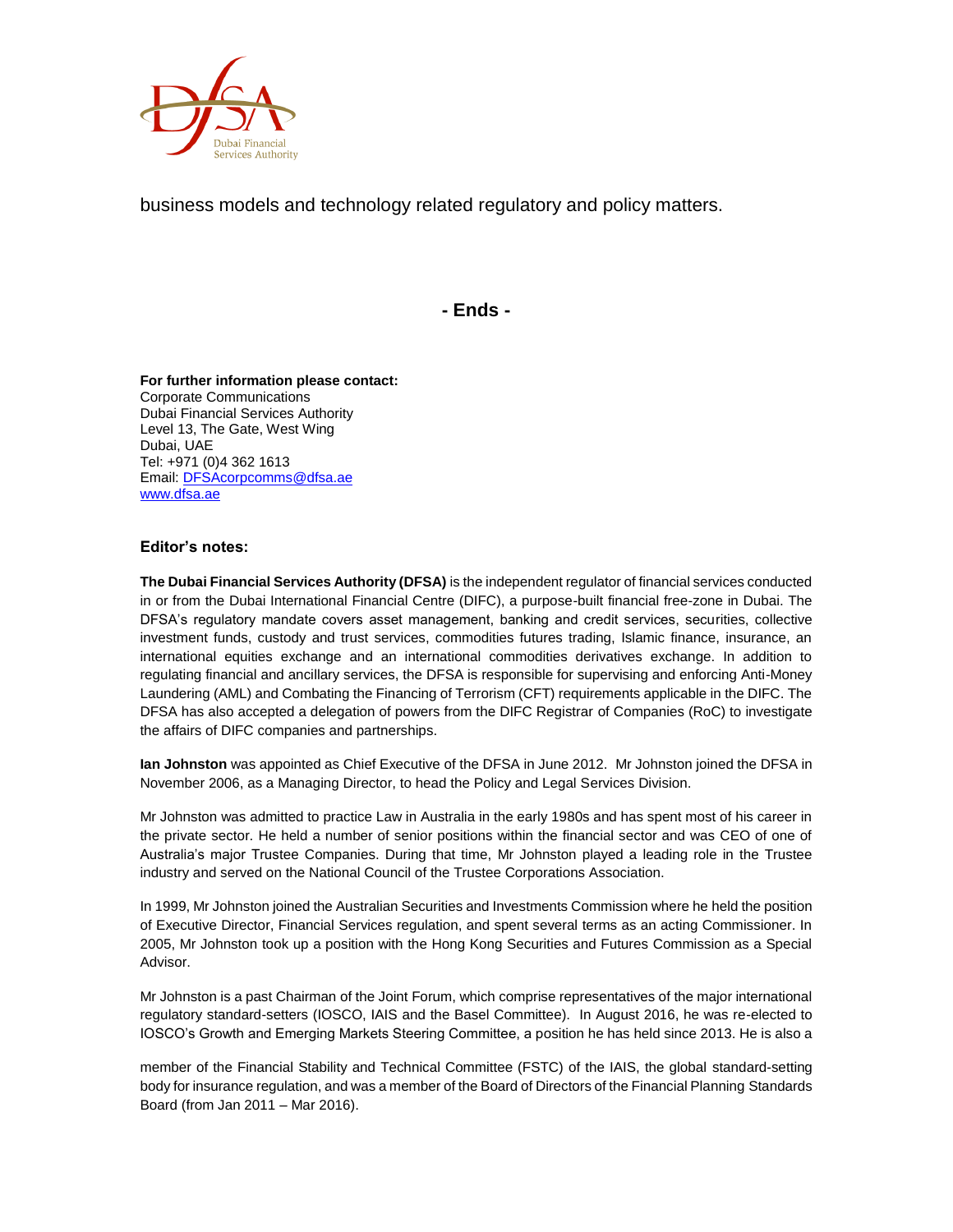business models and technology related regulatory and policy matters.

**- Ends -**

**For further information please contact:**
Corporate Communications
Dubai Financial Services Authority
Level 13, The Gate, West Wing
Dubai, UAE
Tel: +971 (0)4 362 1613
Email: DFSAcorpcomms@dfsa.ae
www.dfsa.ae

### Editor's notes:

**The Dubai Financial Services Authority (DFSA)** is the independent regulator of financial services conducted in or from the Dubai International Financial Centre (DIFC), a purpose-built financial free-zone in Dubai. The DFSA's regulatory mandate covers asset management, banking and credit services, securities, collective investment funds, custody and trust services, commodities futures trading, Islamic finance, insurance, an international equities exchange and an international commodities derivatives exchange. In addition to regulating financial and ancillary services, the DFSA is responsible for supervising and enforcing Anti-Money Laundering (AML) and Combating the Financing of Terrorism (CFT) requirements applicable in the DIFC. The DFSA has also accepted a delegation of powers from the DIFC Registrar of Companies (RoC) to investigate the affairs of DIFC companies and partnerships.

**Ian Johnston** was appointed as Chief Executive of the DFSA in June 2012. Mr Johnston joined the DFSA in November 2006, as a Managing Director, to head the Policy and Legal Services Division.

Mr Johnston was admitted to practice Law in Australia in the early 1980s and has spent most of his career in the private sector. He held a number of senior positions within the financial sector and was CEO of one of Australia's major Trustee Companies. During that time, Mr Johnston played a leading role in the Trustee industry and served on the National Council of the Trustee Corporations Association.

In 1999, Mr Johnston joined the Australian Securities and Investments Commission where he held the position of Executive Director, Financial Services regulation, and spent several terms as an acting Commissioner. In 2005, Mr Johnston took up a position with the Hong Kong Securities and Futures Commission as a Special Advisor.

Mr Johnston is a past Chairman of the Joint Forum, which comprise representatives of the major international regulatory standard-setters (IOSCO, IAIS and the Basel Committee). In August 2016, he was re-elected to IOSCO's Growth and Emerging Markets Steering Committee, a position he has held since 2013. He is also a member of the Financial Stability and Technical Committee (FSTC) of the IAIS, the global standard-setting body for insurance regulation, and was a member of the Board of Directors of the Financial Planning Standards Board (from Jan 2011 – Mar 2016).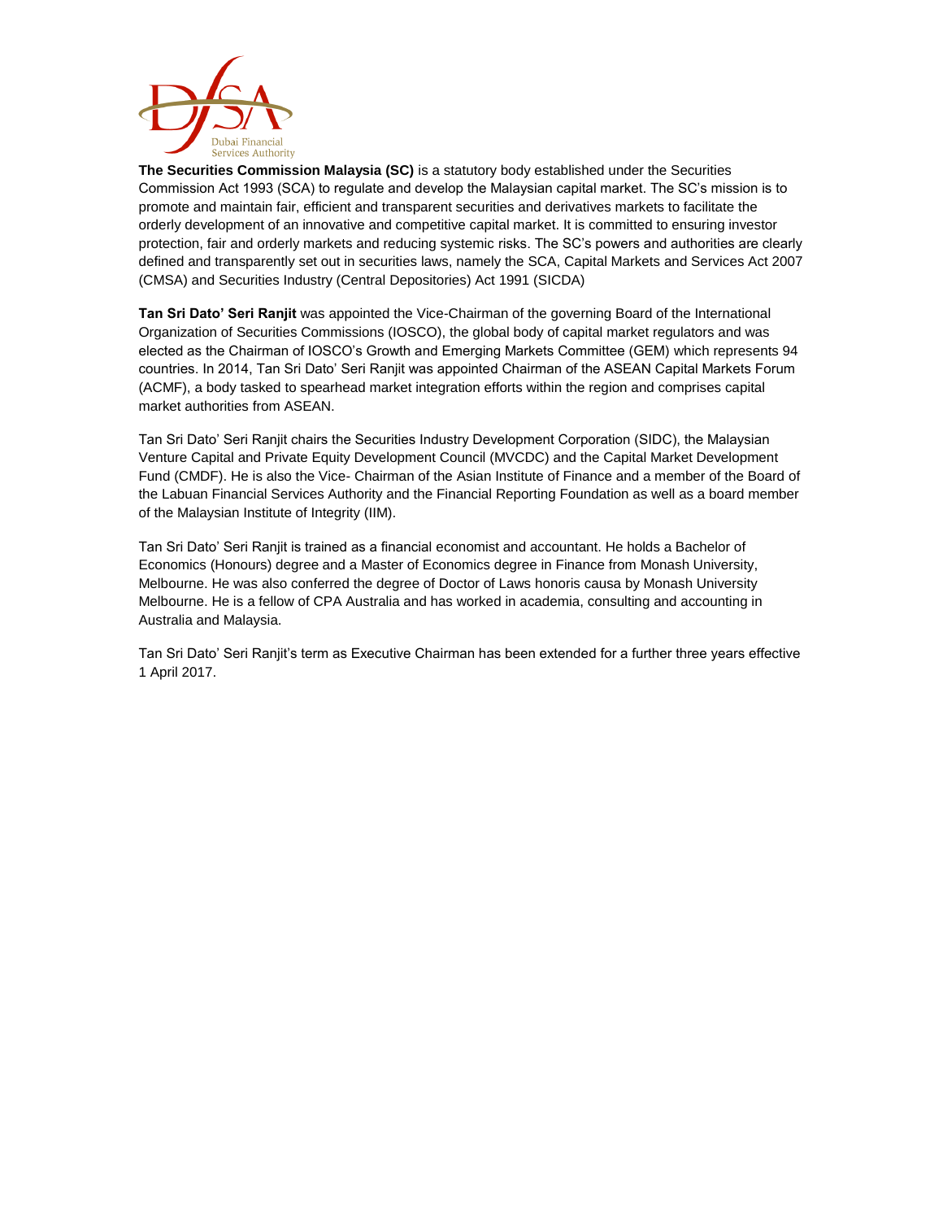**The Securities Commission Malaysia (SC)** is a statutory body established under the Securities Commission Act 1993 (SCA) to regulate and develop the Malaysian capital market. The SC's mission is to promote and maintain fair, efficient and transparent securities and derivatives markets to facilitate the orderly development of an innovative and competitive capital market. It is committed to ensuring investor protection, fair and orderly markets and reducing systemic risks. The SC's powers and authorities are clearly defined and transparently set out in securities laws, namely the SCA, Capital Markets and Services Act 2007 (CMSA) and Securities Industry (Central Depositories) Act 1991 (SICDA)

**Tan Sri Dato' Seri Ranjit** was appointed the Vice-Chairman of the governing Board of the International Organization of Securities Commissions (IOSCO), the global body of capital market regulators and was elected as the Chairman of IOSCO's Growth and Emerging Markets Committee (GEM) which represents 94 countries. In 2014, Tan Sri Dato' Seri Ranjit was appointed Chairman of the ASEAN Capital Markets Forum (ACMF), a body tasked to spearhead market integration efforts within the region and comprises capital market authorities from ASEAN.

Tan Sri Dato' Seri Ranjit chairs the Securities Industry Development Corporation (SIDC), the Malaysian Venture Capital and Private Equity Development Council (MVCDC) and the Capital Market Development Fund (CMDF). He is also the Vice- Chairman of the Asian Institute of Finance and a member of the Board of the Labuan Financial Services Authority and the Financial Reporting Foundation as well as a board member of the Malaysian Institute of Integrity (IIM).

Tan Sri Dato' Seri Ranjit is trained as a financial economist and accountant. He holds a Bachelor of Economics (Honours) degree and a Master of Economics degree in Finance from Monash University, Melbourne. He was also conferred the degree of Doctor of Laws honoris causa by Monash University Melbourne. He is a fellow of CPA Australia and has worked in academia, consulting and accounting in Australia and Malaysia.

Tan Sri Dato' Seri Ranjit's term as Executive Chairman has been extended for a further three years effective 1 April 2017.